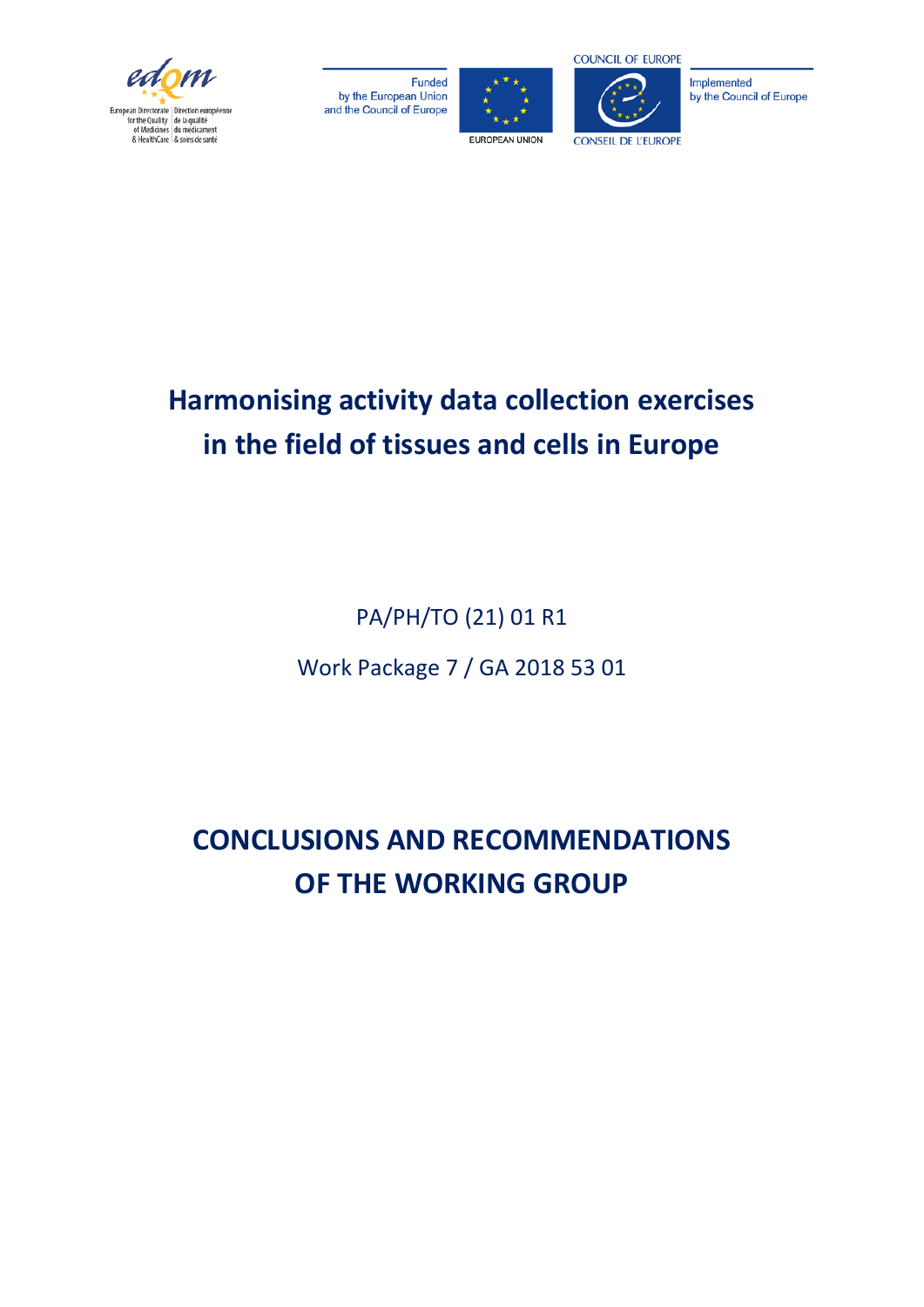Funded by the European Union and the Council of Europe

EUROPEAN UNION

COUNCIL OF EUROPE

CONSEIL DE L'EUROPE

Implemented by the Council of Europe

# Harmonising activity data collection exercises in the field of tissues and cells in Europe

PA/PH/TO (21) 01 R1

Work Package 7 / GA 2018 53 01

# CONCLUSIONS AND RECOMMENDATIONS OF THE WORKING GROUP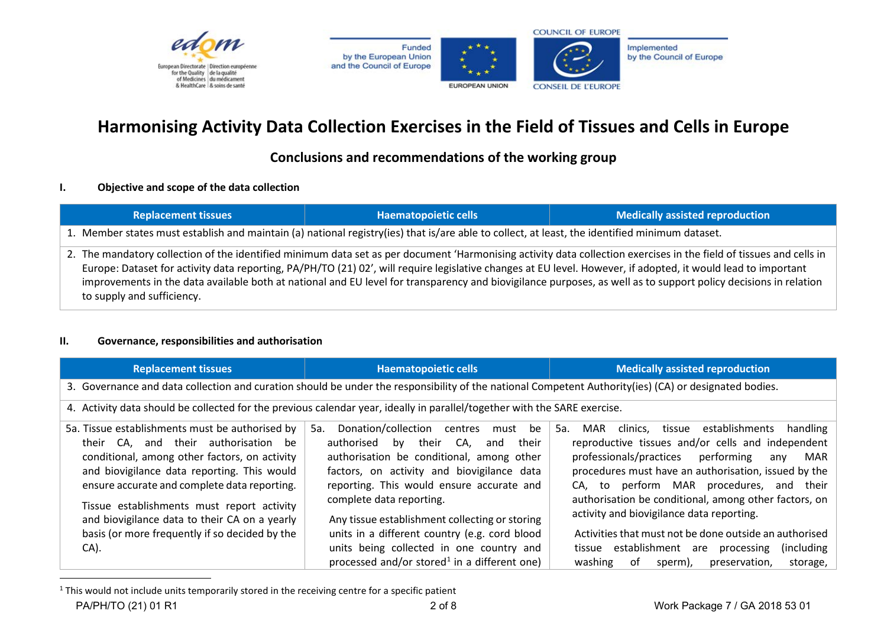# Harmonising Activity Data Collection Exercises in the Field of Tissues and Cells in Europe

## Conclusions and recommendations of the working group

### I. Objective and scope of the data collection

| Replacement tissues | Haematopoietic cells | Medically assisted reproduction |
|---|---|---|
| 1. Member states must establish and maintain (a) national registry(ies) that is/are able to collect, at least, the identified minimum dataset. | | |
| 2. The mandatory collection of the identified minimum data set as per document 'Harmonising activity data collection exercises in the field of tissues and cells in Europe: Dataset for activity data reporting, PA/PH/TO (21) 02', will require legislative changes at EU level. However, if adopted, it would lead to important improvements in the data available both at national and EU level for transparency and biovigilance purposes, as well as to support policy decisions in relation to supply and sufficiency. | | |

### II. Governance, responsibilities and authorisation

| Replacement tissues | Haematopoietic cells | Medically assisted reproduction |
|---|---|---|
| 3. Governance and data collection and curation should be under the responsibility of the national Competent Authority(ies) (CA) or designated bodies. | | |
| 4. Activity data should be collected for the previous calendar year, ideally in parallel/together with the SARE exercise. | | |
| 5a. Tissue establishments must be authorised by their CA, and their authorisation be conditional, among other factors, on activity and biovigilance data reporting. This would ensure accurate and complete data reporting.<br><br>Tissue establishments must report activity and biovigilance data to their CA on a yearly basis (or more frequently if so decided by the CA). | 5a. Donation/collection centres must be authorised by their CA, and their authorisation be conditional, among other factors, on activity and biovigilance data reporting. This would ensure accurate and complete data reporting.<br><br>Any tissue establishment collecting or storing units in a different country (e.g. cord blood units being collected in one country and processed and/or stored[1] in a different one) | 5a. MAR clinics, tissue establishments handling reproductive tissues and/or cells and independent professionals/practices performing any MAR procedures must have an authorisation, issued by the CA, to perform MAR procedures, and their authorisation be conditional, among other factors, on activity and biovigilance data reporting.<br><br>Activities that must not be done outside an authorised tissue establishment are processing (including washing of sperm), preservation, storage, |

[1] This would not include units temporarily stored in the receiving centre for a specific patient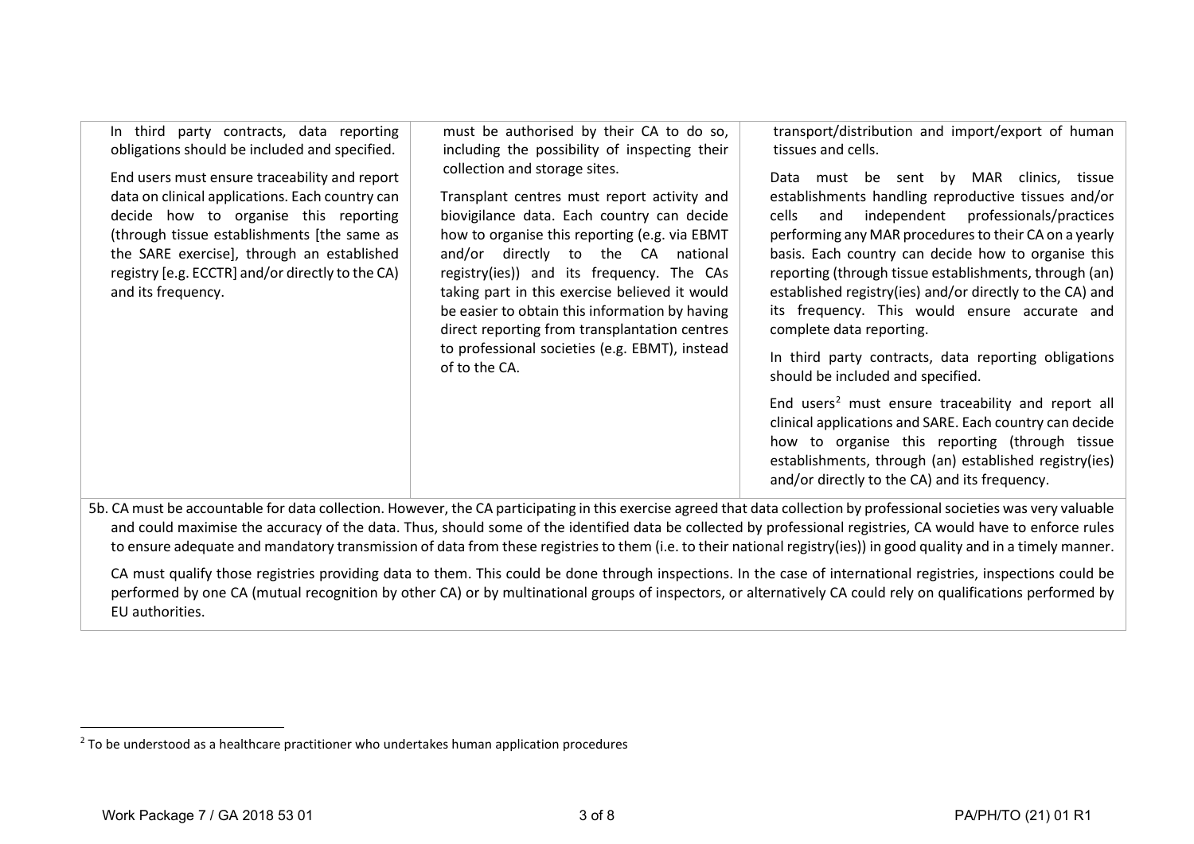| | | |
|---|---|---|
| In third party contracts, data reporting obligations should be included and specified.<br><br>End users must ensure traceability and report data on clinical applications. Each country can decide how to organise this reporting (through tissue establishments [the same as the SARE exercise], through an established registry [e.g. ECCTR] and/or directly to the CA) and its frequency. | must be authorised by their CA to do so, including the possibility of inspecting their collection and storage sites.<br><br>Transplant centres must report activity and biovigilance data. Each country can decide how to organise this reporting (e.g. via EBMT and/or directly to the CA national registry(ies)) and its frequency. The CAs taking part in this exercise believed it would be easier to obtain this information by having direct reporting from transplantation centres to professional societies (e.g. EBMT), instead of to the CA. | transport/distribution and import/export of human tissues and cells.<br><br>Data must be sent by MAR clinics, tissue establishments handling reproductive tissues and/or cells and independent professionals/practices performing any MAR procedures to their CA on a yearly basis. Each country can decide how to organise this reporting (through tissue establishments, through (an) established registry(ies) and/or directly to the CA) and its frequency. This would ensure accurate and complete data reporting.<br><br>In third party contracts, data reporting obligations should be included and specified.<br><br>End users[2] must ensure traceability and report all clinical applications and SARE. Each country can decide how to organise this reporting (through tissue establishments, through (an) established registry(ies) and/or directly to the CA) and its frequency. |
| 5b. CA must be accountable for data collection. However, the CA participating in this exercise agreed that data collection by professional societies was very valuable and could maximise the accuracy of the data. Thus, should some of the identified data be collected by professional registries, CA would have to enforce rules to ensure adequate and mandatory transmission of data from these registries to them (i.e. to their national registry(ies)) in good quality and in a timely manner.<br><br>CA must qualify those registries providing data to them. This could be done through inspections. In the case of international registries, inspections could be performed by one CA (mutual recognition by other CA) or by multinational groups of inspectors, or alternatively CA could rely on qualifications performed by EU authorities. | | |

[2] To be understood as a healthcare practitioner who undertakes human application procedures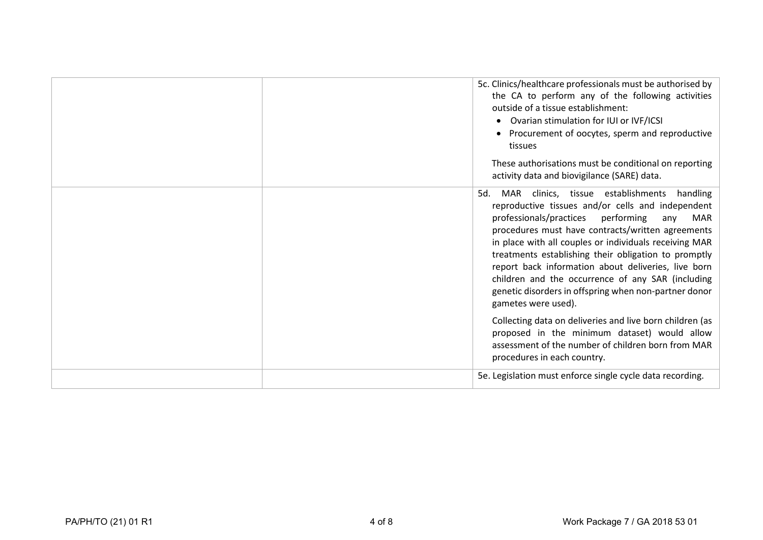| | | |
|---|---|---|
| | | 5c. Clinics/healthcare professionals must be authorised by the CA to perform any of the following activities outside of a tissue establishment:<br>• Ovarian stimulation for IUI or IVF/ICSI<br>• Procurement of oocytes, sperm and reproductive tissues<br><br>These authorisations must be conditional on reporting activity data and biovigilance (SARE) data. |
| | | 5d. MAR clinics, tissue establishments handling reproductive tissues and/or cells and independent professionals/practices performing any MAR procedures must have contracts/written agreements in place with all couples or individuals receiving MAR treatments establishing their obligation to promptly report back information about deliveries, live born children and the occurrence of any SAR (including genetic disorders in offspring when non-partner donor gametes were used).<br><br>Collecting data on deliveries and live born children (as proposed in the minimum dataset) would allow assessment of the number of children born from MAR procedures in each country. |
| | | 5e. Legislation must enforce single cycle data recording. |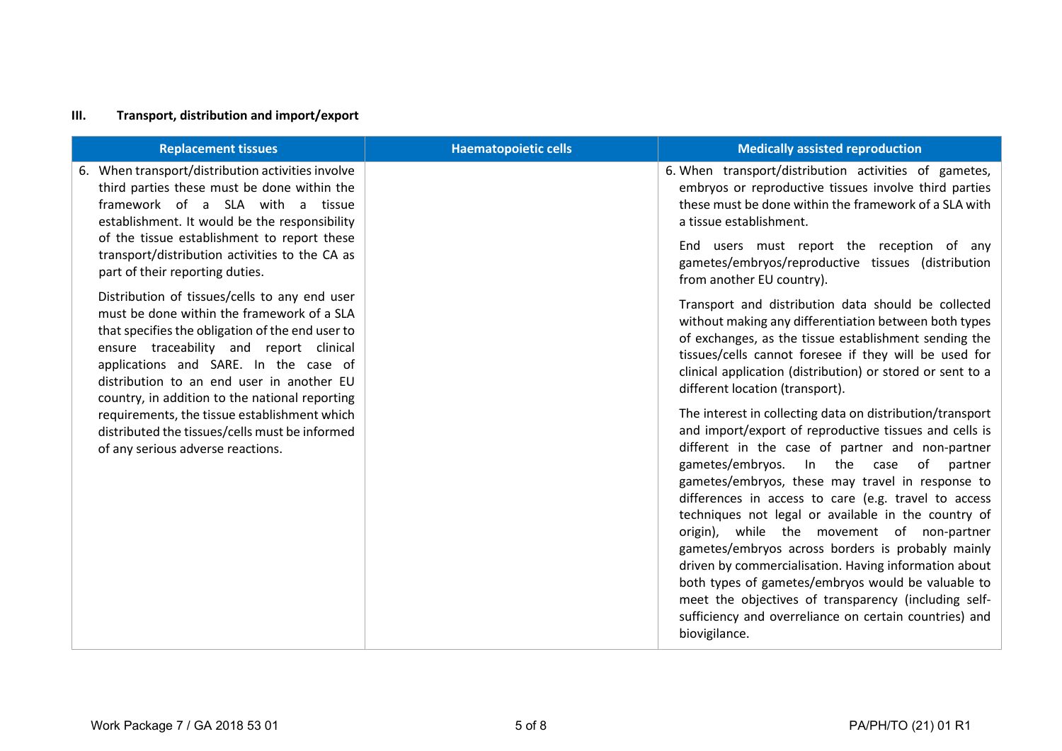### III. Transport, distribution and import/export

| Replacement tissues | Haematopoietic cells | Medically assisted reproduction |
|---|---|---|
| 6. When transport/distribution activities involve third parties these must be done within the framework of a SLA with a tissue establishment. It would be the responsibility of the tissue establishment to report these transport/distribution activities to the CA as part of their reporting duties.<br><br>Distribution of tissues/cells to any end user must be done within the framework of a SLA that specifies the obligation of the end user to ensure traceability and report clinical applications and SARE. In the case of distribution to an end user in another EU country, in addition to the national reporting requirements, the tissue establishment which distributed the tissues/cells must be informed of any serious adverse reactions. | | 6. When transport/distribution activities of gametes, embryos or reproductive tissues involve third parties these must be done within the framework of a SLA with a tissue establishment.<br><br>End users must report the reception of any gametes/embryos/reproductive tissues (distribution from another EU country).<br><br>Transport and distribution data should be collected without making any differentiation between both types of exchanges, as the tissue establishment sending the tissues/cells cannot foresee if they will be used for clinical application (distribution) or stored or sent to a different location (transport).<br><br>The interest in collecting data on distribution/transport and import/export of reproductive tissues and cells is different in the case of partner and non-partner gametes/embryos. In the case of partner gametes/embryos, these may travel in response to differences in access to care (e.g. travel to access techniques not legal or available in the country of origin), while the movement of non-partner gametes/embryos across borders is probably mainly driven by commercialisation. Having information about both types of gametes/embryos would be valuable to meet the objectives of transparency (including self-sufficiency and overreliance on certain countries) and biovigilance. |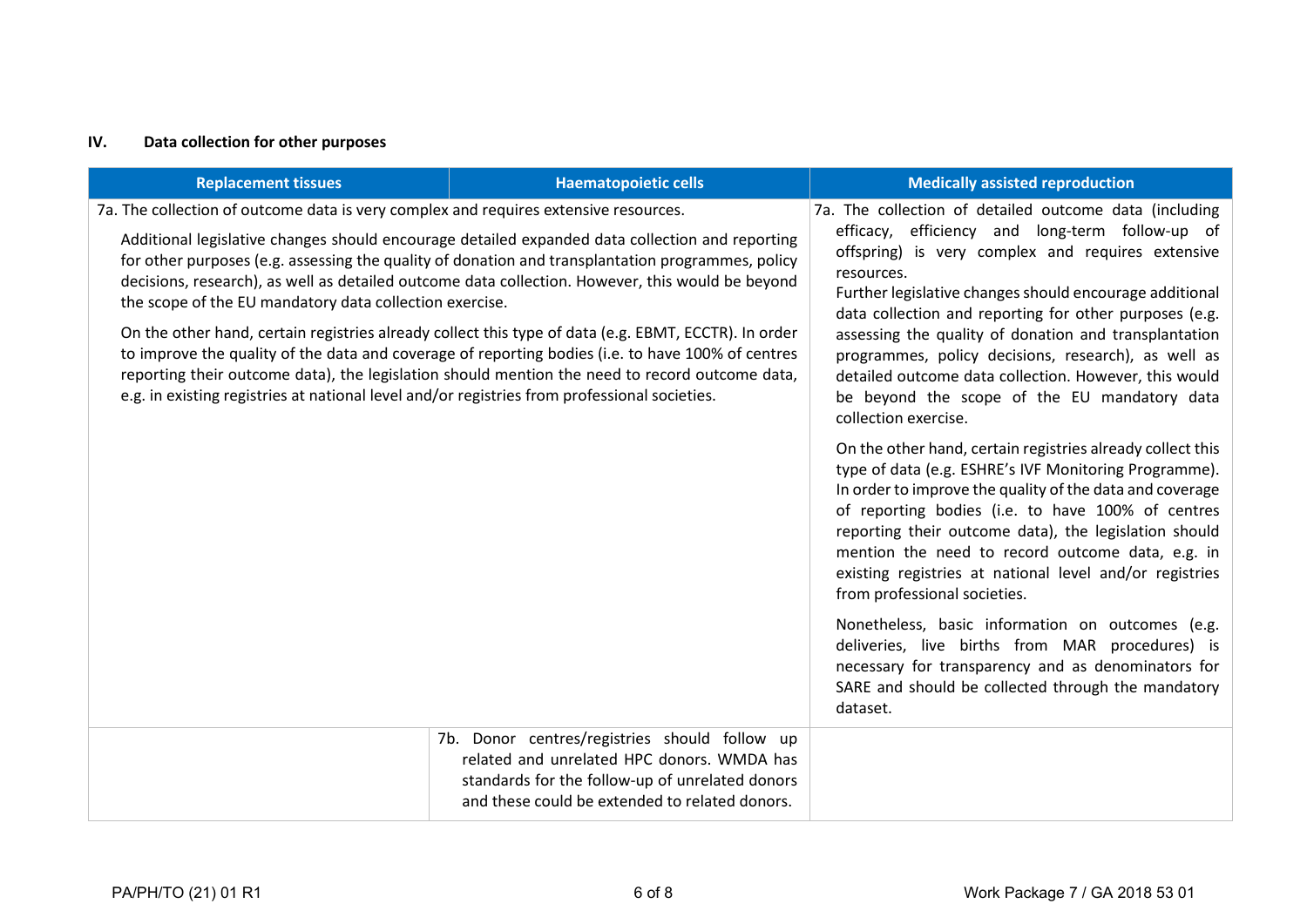## IV. Data collection for other purposes

| Replacement tissues | Haematopoietic cells | Medically assisted reproduction |
|---|---|---|
| 7a. The collection of outcome data is very complex and requires extensive resources.<br><br>Additional legislative changes should encourage detailed expanded data collection and reporting for other purposes (e.g. assessing the quality of donation and transplantation programmes, policy decisions, research), as well as detailed outcome data collection. However, this would be beyond the scope of the EU mandatory data collection exercise.<br><br>On the other hand, certain registries already collect this type of data (e.g. EBMT, ECCTR). In order to improve the quality of the data and coverage of reporting bodies (i.e. to have 100% of centres reporting their outcome data), the legislation should mention the need to record outcome data, e.g. in existing registries at national level and/or registries from professional societies. | | 7a. The collection of detailed outcome data (including efficacy, efficiency and long-term follow-up of offspring) is very complex and requires extensive resources.<br>Further legislative changes should encourage additional data collection and reporting for other purposes (e.g. assessing the quality of donation and transplantation programmes, policy decisions, research), as well as detailed outcome data collection. However, this would be beyond the scope of the EU mandatory data collection exercise.<br><br>On the other hand, certain registries already collect this type of data (e.g. ESHRE's IVF Monitoring Programme). In order to improve the quality of the data and coverage of reporting bodies (i.e. to have 100% of centres reporting their outcome data), the legislation should mention the need to record outcome data, e.g. in existing registries at national level and/or registries from professional societies.<br><br>Nonetheless, basic information on outcomes (e.g. deliveries, live births from MAR procedures) is necessary for transparency and as denominators for SARE and should be collected through the mandatory dataset. |
| | 7b. Donor centres/registries should follow up related and unrelated HPC donors. WMDA has standards for the follow-up of unrelated donors and these could be extended to related donors. | |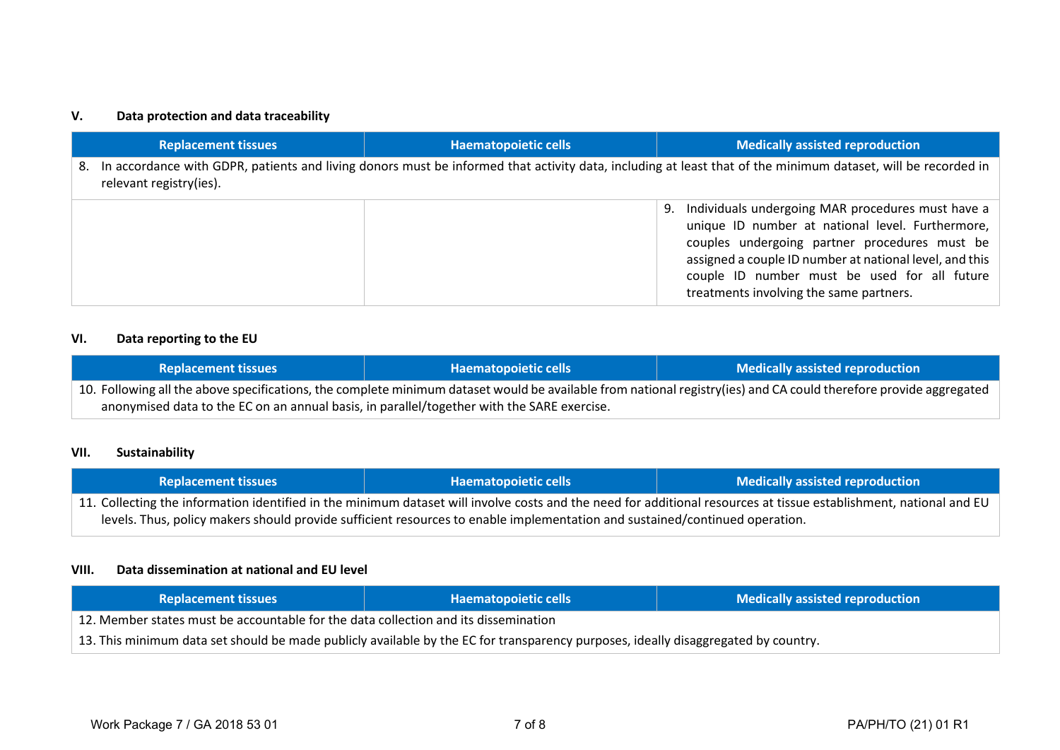## V. Data protection and data traceability

| Replacement tissues | Haematopoietic cells | Medically assisted reproduction |
|---|---|---|
| 8. In accordance with GDPR, patients and living donors must be informed that activity data, including at least that of the minimum dataset, will be recorded in relevant registry(ies). | | |
| | | 9. Individuals undergoing MAR procedures must have a unique ID number at national level. Furthermore, couples undergoing partner procedures must be assigned a couple ID number at national level, and this couple ID number must be used for all future treatments involving the same partners. |

## VI. Data reporting to the EU

| Replacement tissues | Haematopoietic cells | Medically assisted reproduction |
|---|---|---|
| 10. Following all the above specifications, the complete minimum dataset would be available from national registry(ies) and CA could therefore provide aggregated anonymised data to the EC on an annual basis, in parallel/together with the SARE exercise. | | |

## VII. Sustainability

| Replacement tissues | Haematopoietic cells | Medically assisted reproduction |
|---|---|---|
| 11. Collecting the information identified in the minimum dataset will involve costs and the need for additional resources at tissue establishment, national and EU levels. Thus, policy makers should provide sufficient resources to enable implementation and sustained/continued operation. | | |

## VIII. Data dissemination at national and EU level

| Replacement tissues | Haematopoietic cells | Medically assisted reproduction |
|---|---|---|
| 12. Member states must be accountable for the data collection and its dissemination | | |
| 13. This minimum data set should be made publicly available by the EC for transparency purposes, ideally disaggregated by country. | | |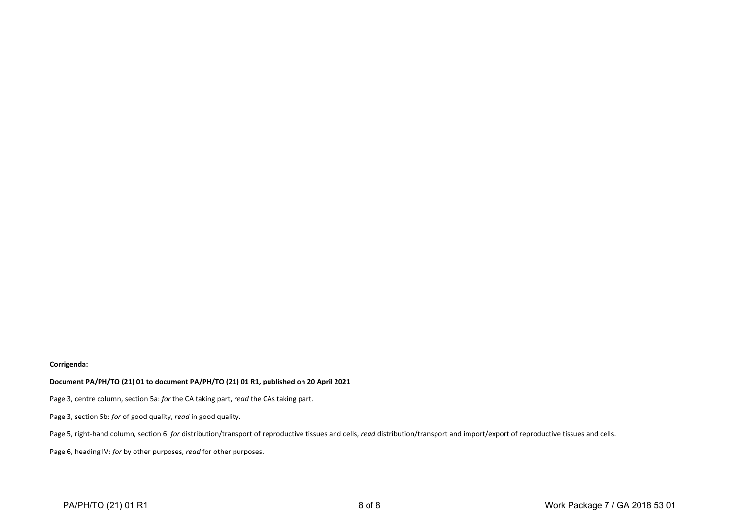**Corrigenda:**

**Document PA/PH/TO (21) 01 to document PA/PH/TO (21) 01 R1, published on 20 April 2021**

Page 3, centre column, section 5a: *for* the CA taking part, *read* the CAs taking part.

Page 3, section 5b: *for* of good quality, *read* in good quality.

Page 5, right-hand column, section 6: *for* distribution/transport of reproductive tissues and cells, *read* distribution/transport and import/export of reproductive tissues and cells.

Page 6, heading IV: *for* by other purposes, *read* for other purposes.